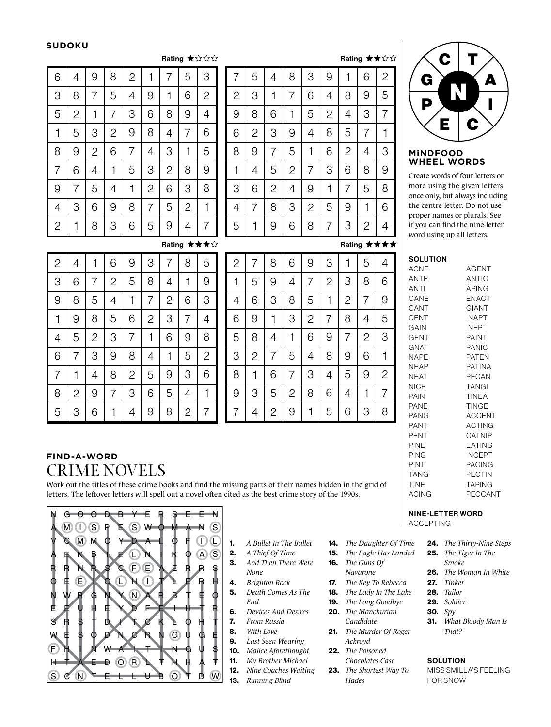## SUDOKU

Rating ★☆☆☆

| | | | | | | | | |
|---|---|---|---|---|---|---|---|---|
| 6 | 4 | 9 | 8 | 2 | 1 | 7 | 5 | 3 |
| 3 | 8 | 7 | 5 | 4 | 9 | 1 | 6 | 2 |
| 5 | 2 | 1 | 7 | 3 | 6 | 8 | 9 | 4 |
| 1 | 5 | 3 | 2 | 9 | 8 | 4 | 7 | 6 |
| 8 | 9 | 2 | 6 | 7 | 4 | 3 | 1 | 5 |
| 7 | 6 | 4 | 1 | 5 | 3 | 2 | 8 | 9 |
| 9 | 7 | 5 | 4 | 1 | 2 | 6 | 3 | 8 |
| 4 | 3 | 6 | 9 | 8 | 7 | 5 | 2 | 1 |
| 2 | 1 | 8 | 3 | 6 | 5 | 9 | 4 | 7 |

Rating ★★☆☆

| | | | | | | | | |
|---|---|---|---|---|---|---|---|---|
| 7 | 5 | 4 | 8 | 3 | 9 | 1 | 6 | 2 |
| 2 | 3 | 1 | 7 | 6 | 4 | 8 | 9 | 5 |
| 9 | 8 | 6 | 1 | 5 | 2 | 4 | 3 | 7 |
| 6 | 2 | 3 | 9 | 4 | 8 | 5 | 7 | 1 |
| 8 | 9 | 7 | 5 | 1 | 6 | 2 | 4 | 3 |
| 1 | 4 | 5 | 2 | 7 | 3 | 6 | 8 | 9 |
| 3 | 6 | 2 | 4 | 9 | 1 | 7 | 5 | 8 |
| 4 | 7 | 8 | 3 | 2 | 5 | 9 | 1 | 6 |
| 5 | 1 | 9 | 6 | 8 | 7 | 3 | 2 | 4 |

Rating ★★★☆

| | | | | | | | | |
|---|---|---|---|---|---|---|---|---|
| 2 | 4 | 1 | 6 | 9 | 3 | 7 | 8 | 5 |
| 3 | 6 | 7 | 2 | 5 | 8 | 4 | 1 | 9 |
| 9 | 8 | 5 | 4 | 1 | 7 | 2 | 6 | 3 |
| 1 | 9 | 8 | 5 | 6 | 2 | 3 | 7 | 4 |
| 4 | 5 | 2 | 3 | 7 | 1 | 6 | 9 | 8 |
| 6 | 7 | 3 | 9 | 8 | 4 | 1 | 5 | 2 |
| 7 | 1 | 4 | 8 | 2 | 5 | 9 | 3 | 6 |
| 8 | 2 | 9 | 7 | 3 | 6 | 5 | 4 | 1 |
| 5 | 3 | 6 | 1 | 4 | 9 | 8 | 2 | 7 |

Rating ★★★★

| | | | | | | | | |
|---|---|---|---|---|---|---|---|---|
| 2 | 7 | 8 | 6 | 9 | 3 | 1 | 5 | 4 |
| 1 | 5 | 9 | 4 | 7 | 2 | 3 | 8 | 6 |
| 4 | 6 | 3 | 8 | 5 | 1 | 2 | 7 | 9 |
| 6 | 9 | 1 | 3 | 2 | 7 | 8 | 4 | 5 |
| 5 | 8 | 4 | 1 | 6 | 9 | 7 | 2 | 3 |
| 3 | 2 | 7 | 5 | 4 | 8 | 9 | 6 | 1 |
| 8 | 1 | 6 | 7 | 3 | 4 | 5 | 9 | 2 |
| 9 | 3 | 5 | 2 | 8 | 6 | 4 | 1 | 7 |
| 7 | 4 | 2 | 9 | 1 | 5 | 6 | 3 | 8 |

## MiNDFOOD WHEEL WORDS

Letters: C, T, A, I, C, E, P, G, with centre letter N

Create words of four letters or more using the given letters once only, but always including the centre letter. Do not use proper names or plurals. See if you can find the nine-letter word using up all letters.

**SOLUTION**

ACNE, ANTE, ANTI, CANE, CANT, CENT, GAIN, GENT, GNAT, NAPE, NEAP, NEAT, NICE, PAIN, PANE, PANG, PANT, PENT, PINE, PING, PINT, TANG, TINE, ACING, AGENT, ANTIC, APING, ENACT, GIANT, INAPT, INEPT, PAINT, PANIC, PATEN, PATINA, PECAN, TANGI, TINEA, TINGE, ACCENT, ACTING, CATNIP, EATING, INCEPT, PACING, PECTIN, TAPING, PECCANT

**NINE-LETTER WORD**

ACCEPTING

## FIND-A-WORD

# CRIME NOVELS

Work out the titles of these crime books and find the missing parts of their names hidden in the grid of letters. The leftover letters will spell out a novel often cited as the best crime story of the 1990s.

| | | | | | | | | | | | |
|---|---|---|---|---|---|---|---|---|---|---|---|
| N | G | O | O | D | B | Y | E | R | S | E | N |
| A | M | I | S | P | E | S | W | O | M | A | N | S |
| V | C | M | M | O | Y | D | A | L | O | F | I | L |
| A | E | K | B | I | E | L | N | I | K | O | A | S |
| R | R | N | R | S | C | F | E | A | E | R | R | S |
| O | E | E | I | O | L | H | I | T | L | E | R | H |
| N | W | R | G | N | Y | N | A | R | B | T | E | O |
| E | E | U | H | E | Y | D | F | E | I | H | T | R |
| S | R | S | T | D | I | T | C | K | L | O | H | T |
| W | E | S | O | D | N | C | R | N | G | U | G | E |
| F | H | I | N | W | A | I | T | I | N | G | U | S |
| H | T | A | E | D | O | R | L | T | H | H | A | T |
| S | C | N | T | E | L | L | U | B | O | T | D | W |

1. *A Bullet In The Ballet*
2. *A Thief Of Time*
3. *And Then There Were None*
4. *Brighton Rock*
5. *Death Comes As The End*
6. *Devices And Desires*
7. *From Russia*
8. *With Love*
9. *Last Seen Wearing*
10. *Malice Aforethought*
11. *My Brother Michael*
12. *Nine Coaches Waiting*
13. *Running Blind*
14. *The Daughter Of Time*
15. *The Eagle Has Landed*
16. *The Guns Of Navarone*
17. *The Key To Rebecca*
18. *The Lady In The Lake*
19. *The Long Goodbye*
20. *The Manchurian Candidate*
21. *The Murder Of Roger Ackroyd*
22. *The Poisoned Chocolates Case*
23. *The Shortest Way To Hades*
24. *The Thirty-Nine Steps*
25. *The Tiger In The Smoke*
26. *The Woman In White*
27. *Tinker*
28. *Tailor*
29. *Soldier*
30. *Spy*
31. *What Bloody Man Is That?*

**SOLUTION**

MISS SMILLA'S FEELING FOR SNOW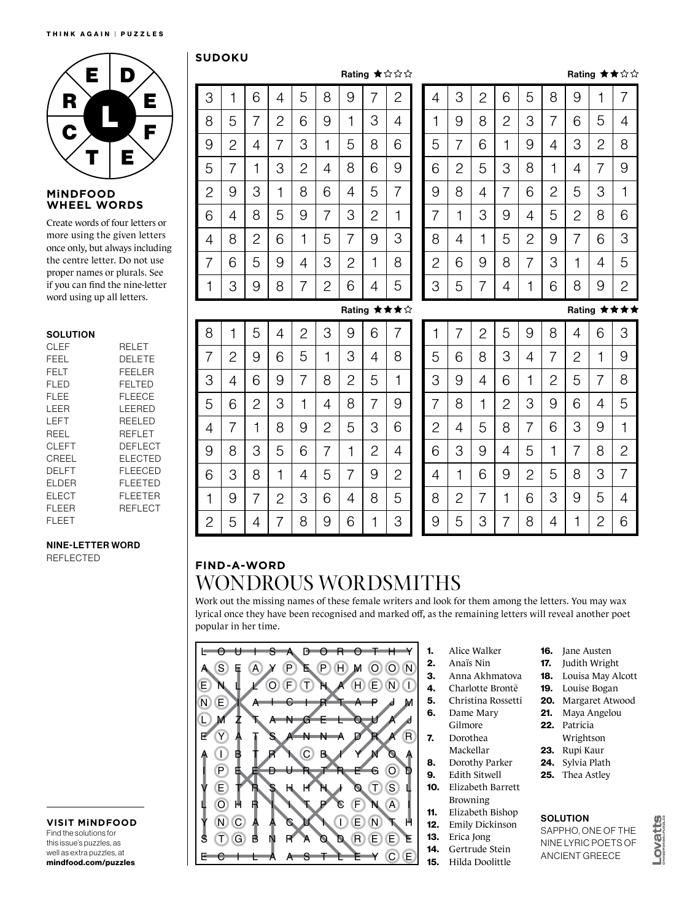THINK AGAIN | PUZZLES

## MiNDFOOD WHEEL WORDS

E D E F E T C R — centre letter: L

Create words of four letters or more using the given letters once only, but always including the centre letter. Do not use proper names or plurals. See if you can find the nine-letter word using up all letters.

**SOLUTION**

CLEF, FEEL, FELT, FLED, FLEE, LEER, LEFT, REEL, CLEFT, CREEL, DELFT, ELDER, ELECT, FLEER, FLEET, RELET, DELETE, FEELER, FELTED, FLEECE, LEERED, REELED, REFLET, DEFLECT, ELECTED, FLEECED, FLEETED, FLEETER, REFLECT

**NINE-LETTER WORD**

REFLECTED

**VISIT MiNDFOOD**

Find the solutions for this issue's puzzles, as well as extra puzzles, at **mindfood.com/puzzles**

## SUDOKU

Rating ★☆☆☆

| | | | | | | | | |
|---|---|---|---|---|---|---|---|---|
| 3 | 1 | 6 | 4 | 5 | 8 | 9 | 7 | 2 |
| 8 | 5 | 7 | 2 | 6 | 9 | 1 | 3 | 4 |
| 9 | 2 | 4 | 7 | 3 | 1 | 5 | 8 | 6 |
| 5 | 7 | 1 | 3 | 2 | 4 | 8 | 6 | 9 |
| 2 | 9 | 3 | 1 | 8 | 6 | 4 | 5 | 7 |
| 6 | 4 | 8 | 5 | 9 | 7 | 3 | 2 | 1 |
| 4 | 8 | 2 | 6 | 1 | 5 | 7 | 9 | 3 |
| 7 | 6 | 5 | 9 | 4 | 3 | 2 | 1 | 8 |
| 1 | 3 | 9 | 8 | 7 | 2 | 6 | 4 | 5 |

Rating ★★☆☆

| | | | | | | | | |
|---|---|---|---|---|---|---|---|---|
| 4 | 3 | 2 | 6 | 5 | 8 | 9 | 1 | 7 |
| 1 | 9 | 8 | 2 | 3 | 7 | 6 | 5 | 4 |
| 5 | 7 | 6 | 1 | 9 | 4 | 3 | 2 | 8 |
| 6 | 2 | 5 | 3 | 8 | 1 | 4 | 7 | 9 |
| 9 | 8 | 4 | 7 | 6 | 2 | 5 | 3 | 1 |
| 7 | 1 | 3 | 9 | 4 | 5 | 2 | 8 | 6 |
| 8 | 4 | 1 | 5 | 2 | 9 | 7 | 6 | 3 |
| 2 | 6 | 9 | 8 | 7 | 3 | 1 | 4 | 5 |
| 3 | 5 | 7 | 4 | 1 | 6 | 8 | 9 | 2 |

Rating ★★★☆

| | | | | | | | | |
|---|---|---|---|---|---|---|---|---|
| 8 | 1 | 5 | 4 | 2 | 3 | 9 | 6 | 7 |
| 7 | 2 | 9 | 6 | 5 | 1 | 3 | 4 | 8 |
| 3 | 4 | 6 | 9 | 7 | 8 | 2 | 5 | 1 |
| 5 | 6 | 2 | 3 | 1 | 4 | 8 | 7 | 9 |
| 4 | 7 | 1 | 8 | 9 | 2 | 5 | 3 | 6 |
| 9 | 8 | 3 | 5 | 6 | 7 | 1 | 2 | 4 |
| 6 | 3 | 8 | 1 | 4 | 5 | 7 | 9 | 2 |
| 1 | 9 | 7 | 2 | 3 | 6 | 4 | 8 | 5 |
| 2 | 5 | 4 | 7 | 8 | 9 | 6 | 1 | 3 |

Rating ★★★★

| | | | | | | | | |
|---|---|---|---|---|---|---|---|---|
| 1 | 7 | 2 | 5 | 9 | 8 | 4 | 6 | 3 |
| 5 | 6 | 8 | 3 | 4 | 7 | 2 | 1 | 9 |
| 3 | 9 | 4 | 6 | 1 | 2 | 5 | 7 | 8 |
| 7 | 8 | 1 | 2 | 3 | 9 | 6 | 4 | 5 |
| 2 | 4 | 5 | 8 | 7 | 6 | 3 | 9 | 1 |
| 6 | 3 | 9 | 4 | 5 | 1 | 7 | 8 | 2 |
| 4 | 1 | 6 | 9 | 2 | 5 | 8 | 3 | 7 |
| 8 | 2 | 7 | 1 | 6 | 3 | 9 | 5 | 4 |
| 9 | 5 | 3 | 7 | 8 | 4 | 1 | 2 | 6 |

## FIND-A-WORD

# WONDROUS WORDSMITHS

Work out the missing names of these female writers and look for them among the letters. You may wax lyrical once they have been recognised and marked off, as the remaining letters will reveal another poet popular in her time.

| | | | | | | | | | | | | | | |
|---|---|---|---|---|---|---|---|---|---|---|---|---|---|---|
| L | O | U | I | S | A | D | O | R | O | T | H | Y |
| A | S | E | A | Y | P | E | P | H | M | O | O | N |
| E | N | L | L | O | F | T | H | A | H | E | N | I |
| N | E | I | A | I | C | I | R | T | A | P | J | M |
| L | M | Z | T | A | N | G | E | L | O | U | A | J |
| E | Y | A | T | S | A | N | N | A | D | R | A | R |
| A | I | B | T | R | I | C | B | I | Y | N | O | A |
| I | P | E | E | D | U | R | T | R | E | G | O | D |
| V | E | T | R | S | H | H | H | I | O | T | S | L |
| L | O | H | R | I | I | T | P | C | F | N | A | I |
| Y | N | C | A | A | C | U | I | I | E | N | T | H |
| S | T | G | B | N | R | A | O | D | R | E | E | E |
| E | C | I | L | A | A | S | T | L | E | Y | C | E |

1. Alice Walker
2. Anaïs Nin
3. Anna Akhmatova
4. Charlotte Brontë
5. Christina Rossetti
6. Dame Mary Gilmore
7. Dorothea Mackellar
8. Dorothy Parker
9. Edith Sitwell
10. Elizabeth Barrett Browning
11. Elizabeth Bishop
12. Emily Dickinson
13. Erica Jong
14. Gertrude Stein
15. Hilda Doolittle
16. Jane Austen
17. Judith Wright
18. Louisa May Alcott
19. Louise Bogan
20. Margaret Atwood
21. Maya Angelou
22. Patricia Wrightson
23. Rupi Kaur
24. Sylvia Plath
25. Thea Astley

**SOLUTION**

SAPPHO, ONE OF THE NINE LYRIC POETS OF ANCIENT GREECE